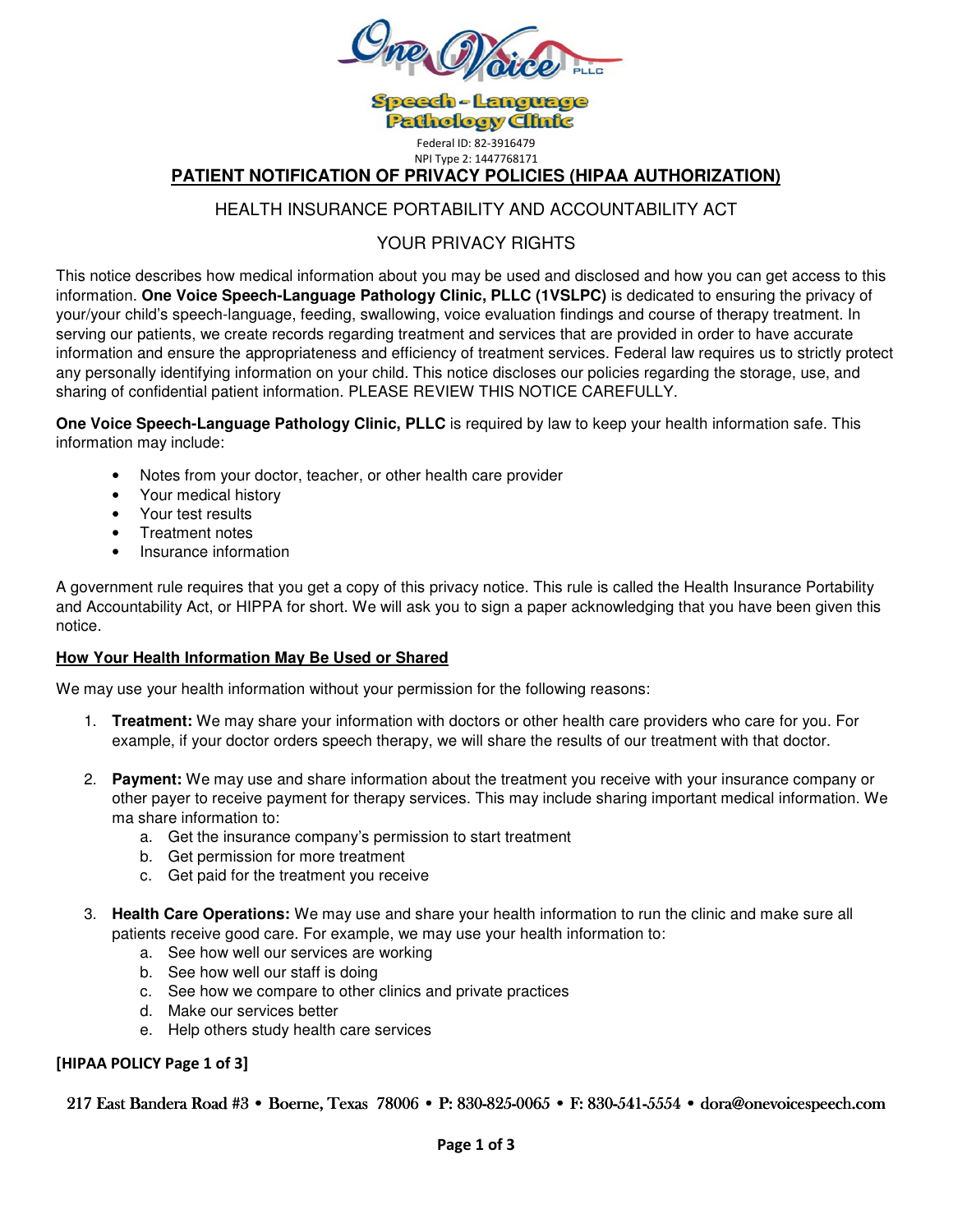**One Voice PLLC**

**Speech - Language Pathology Clinic**

Federal ID: 82-3916479

NPI Type 2: 1447768171

# PATIENT NOTIFICATION OF PRIVACY POLICIES (HIPAA AUTHORIZATION)

## HEALTH INSURANCE PORTABILITY AND ACCOUNTABILITY ACT

## YOUR PRIVACY RIGHTS

This notice describes how medical information about you may be used and disclosed and how you can get access to this information. **One Voice Speech-Language Pathology Clinic, PLLC (1VSLPC)** is dedicated to ensuring the privacy of your/your child's speech-language, feeding, swallowing, voice evaluation findings and course of therapy treatment. In serving our patients, we create records regarding treatment and services that are provided in order to have accurate information and ensure the appropriateness and efficiency of treatment services. Federal law requires us to strictly protect any personally identifying information on your child. This notice discloses our policies regarding the storage, use, and sharing of confidential patient information. PLEASE REVIEW THIS NOTICE CAREFULLY.

**One Voice Speech-Language Pathology Clinic, PLLC** is required by law to keep your health information safe. This information may include:

- Notes from your doctor, teacher, or other health care provider
- Your medical history
- Your test results
- Treatment notes
- Insurance information

A government rule requires that you get a copy of this privacy notice. This rule is called the Health Insurance Portability and Accountability Act, or HIPPA for short. We will ask you to sign a paper acknowledging that you have been given this notice.

**How Your Health Information May Be Used or Shared**

We may use your health information without your permission for the following reasons:

1. **Treatment:** We may share your information with doctors or other health care providers who care for you. For example, if your doctor orders speech therapy, we will share the results of our treatment with that doctor.

2. **Payment:** We may use and share information about the treatment you receive with your insurance company or other payer to receive payment for therapy services. This may include sharing important medical information. We ma share information to:
   a. Get the insurance company's permission to start treatment
   b. Get permission for more treatment
   c. Get paid for the treatment you receive

3. **Health Care Operations:** We may use and share your health information to run the clinic and make sure all patients receive good care. For example, we may use your health information to:
   a. See how well our services are working
   b. See how well our staff is doing
   c. See how we compare to other clinics and private practices
   d. Make our services better
   e. Help others study health care services

**[HIPAA POLICY Page 1 of 3]**

217 East Bandera Road #3 • Boerne, Texas 78006 • P: 830-825-0065 • F: 830-541-5554 • dora@onevoicespeech.com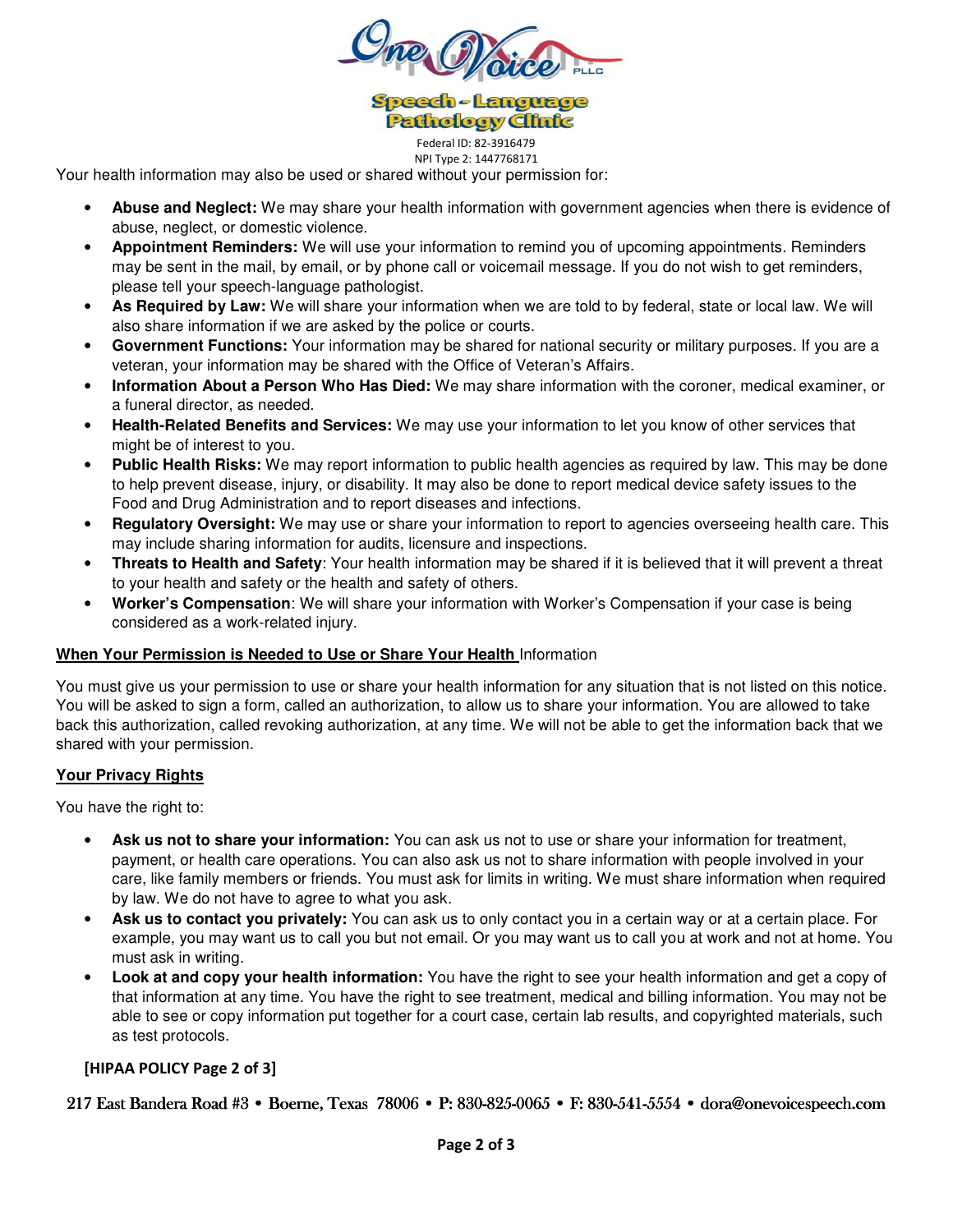Your health information may also be used or shared without your permission for:

- **Abuse and Neglect:** We may share your health information with government agencies when there is evidence of abuse, neglect, or domestic violence.
- **Appointment Reminders:** We will use your information to remind you of upcoming appointments. Reminders may be sent in the mail, by email, or by phone call or voicemail message. If you do not wish to get reminders, please tell your speech-language pathologist.
- **As Required by Law:** We will share your information when we are told to by federal, state or local law. We will also share information if we are asked by the police or courts.
- **Government Functions:** Your information may be shared for national security or military purposes. If you are a veteran, your information may be shared with the Office of Veteran's Affairs.
- **Information About a Person Who Has Died:** We may share information with the coroner, medical examiner, or a funeral director, as needed.
- **Health-Related Benefits and Services:** We may use your information to let you know of other services that might be of interest to you.
- **Public Health Risks:** We may report information to public health agencies as required by law. This may be done to help prevent disease, injury, or disability. It may also be done to report medical device safety issues to the Food and Drug Administration and to report diseases and infections.
- **Regulatory Oversight:** We may use or share your information to report to agencies overseeing health care. This may include sharing information for audits, licensure and inspections.
- **Threats to Health and Safety**: Your health information may be shared if it is believed that it will prevent a threat to your health and safety or the health and safety of others.
- **Worker's Compensation**: We will share your information with Worker's Compensation if your case is being considered as a work-related injury.

**When Your Permission is Needed to Use or Share Your Health Information**

You must give us your permission to use or share your health information for any situation that is not listed on this notice. You will be asked to sign a form, called an authorization, to allow us to share your information. You are allowed to take back this authorization, called revoking authorization, at any time. We will not be able to get the information back that we shared with your permission.

**Your Privacy Rights**

You have the right to:

- **Ask us not to share your information:** You can ask us not to use or share your information for treatment, payment, or health care operations. You can also ask us not to share information with people involved in your care, like family members or friends. You must ask for limits in writing. We must share information when required by law. We do not have to agree to what you ask.
- **Ask us to contact you privately:** You can ask us to only contact you in a certain way or at a certain place. For example, you may want us to call you but not email. Or you may want us to call you at work and not at home. You must ask in writing.
- **Look at and copy your health information:** You have the right to see your health information and get a copy of that information at any time. You have the right to see treatment, medical and billing information. You may not be able to see or copy information put together for a court case, certain lab results, and copyrighted materials, such as test protocols.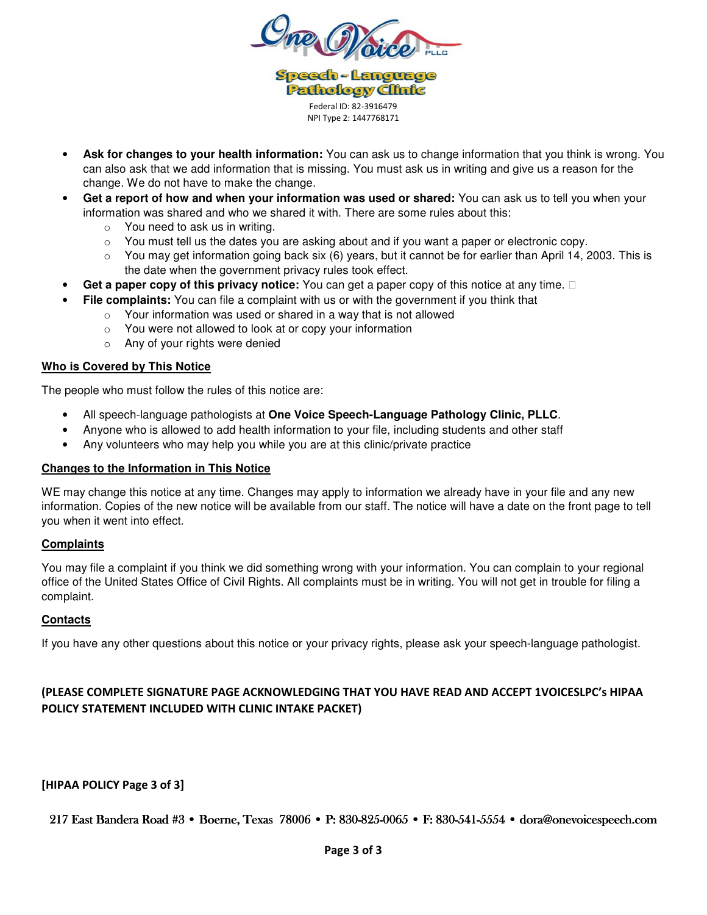- **Ask for changes to your health information:** You can ask us to change information that you think is wrong. You can also ask that we add information that is missing. You must ask us in writing and give us a reason for the change. We do not have to make the change.
- **Get a report of how and when your information was used or shared:** You can ask us to tell you when your information was shared and who we shared it with. There are some rules about this:
  - You need to ask us in writing.
  - You must tell us the dates you are asking about and if you want a paper or electronic copy.
  - You may get information going back six (6) years, but it cannot be for earlier than April 14, 2003. This is the date when the government privacy rules took effect.
- **Get a paper copy of this privacy notice:** You can get a paper copy of this notice at any time.
- **File complaints:** You can file a complaint with us or with the government if you think that
  - Your information was used or shared in a way that is not allowed
  - You were not allowed to look at or copy your information
  - Any of your rights were denied

**Who is Covered by This Notice**

The people who must follow the rules of this notice are:

- All speech-language pathologists at **One Voice Speech-Language Pathology Clinic, PLLC**.
- Anyone who is allowed to add health information to your file, including students and other staff
- Any volunteers who may help you while you are at this clinic/private practice

**Changes to the Information in This Notice**

WE may change this notice at any time. Changes may apply to information we already have in your file and any new information. Copies of the new notice will be available from our staff. The notice will have a date on the front page to tell you when it went into effect.

**Complaints**

You may file a complaint if you think we did something wrong with your information. You can complain to your regional office of the United States Office of Civil Rights. All complaints must be in writing. You will not get in trouble for filing a complaint.

**Contacts**

If you have any other questions about this notice or your privacy rights, please ask your speech-language pathologist.

**(PLEASE COMPLETE SIGNATURE PAGE ACKNOWLEDGING THAT YOU HAVE READ AND ACCEPT 1VOICESLPC's HIPAA POLICY STATEMENT INCLUDED WITH CLINIC INTAKE PACKET)**

**[HIPAA POLICY Page 3 of 3]**